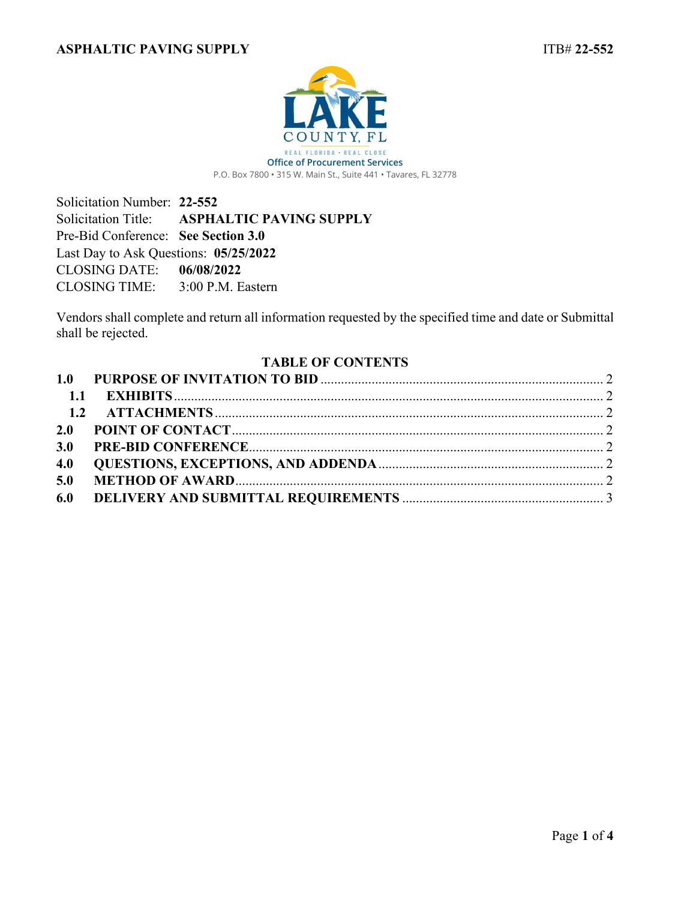LAKE COUNTY, FL

REAL FLORIDA · REAL CLOSE

Office of Procurement Services

P.O. Box 7800 • 315 W. Main St., Suite 441 • Tavares, FL 32778

Solicitation Number: **22-552**
Solicitation Title: **ASPHALTIC PAVING SUPPLY**
Pre-Bid Conference: **See Section 3.0**
Last Day to Ask Questions: **05/25/2022**
CLOSING DATE: **06/08/2022**
CLOSING TIME: 3:00 P.M. Eastern

Vendors shall complete and return all information requested by the specified time and date or Submittal shall be rejected.

## TABLE OF CONTENTS

**1.0 PURPOSE OF INVITATION TO BID** .......... 2
  **1.1 EXHIBITS** .......... 2
  **1.2 ATTACHMENTS** .......... 2
**2.0 POINT OF CONTACT** .......... 2
**3.0 PRE-BID CONFERENCE** .......... 2
**4.0 QUESTIONS, EXCEPTIONS, AND ADDENDA** .......... 2
**5.0 METHOD OF AWARD** .......... 2
**6.0 DELIVERY AND SUBMITTAL REQUIREMENTS** .......... 3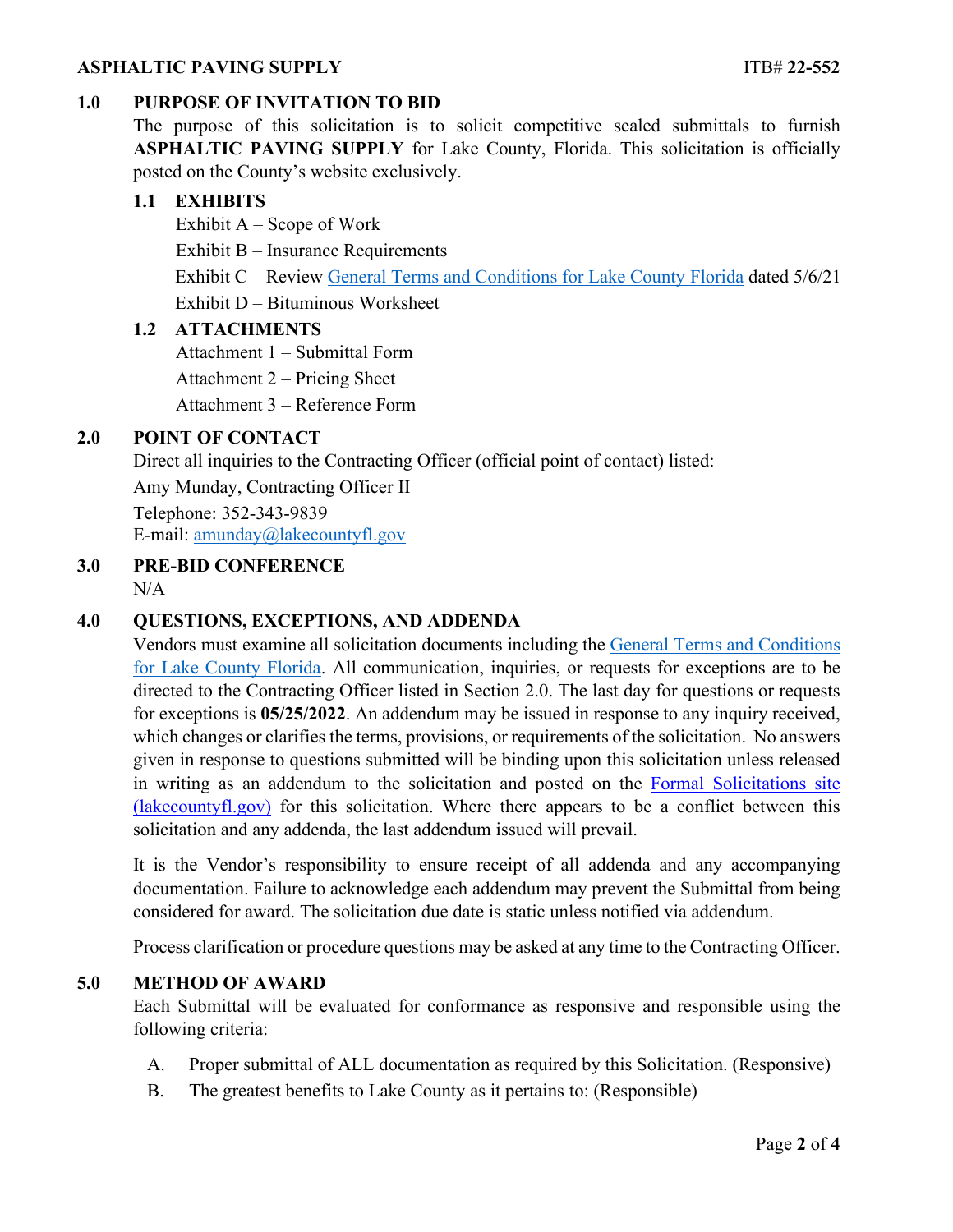## 1.0 PURPOSE OF INVITATION TO BID

The purpose of this solicitation is to solicit competitive sealed submittals to furnish **ASPHALTIC PAVING SUPPLY** for Lake County, Florida. This solicitation is officially posted on the County's website exclusively.

### 1.1 EXHIBITS

Exhibit A – Scope of Work

Exhibit B – Insurance Requirements

Exhibit C – Review General Terms and Conditions for Lake County Florida dated 5/6/21

Exhibit D – Bituminous Worksheet

### 1.2 ATTACHMENTS

Attachment 1 – Submittal Form

Attachment 2 – Pricing Sheet

Attachment 3 – Reference Form

## 2.0 POINT OF CONTACT

Direct all inquiries to the Contracting Officer (official point of contact) listed:

Amy Munday, Contracting Officer II

Telephone: 352-343-9839

E-mail: amunday@lakecountyfl.gov

## 3.0 PRE-BID CONFERENCE

N/A

## 4.0 QUESTIONS, EXCEPTIONS, AND ADDENDA

Vendors must examine all solicitation documents including the General Terms and Conditions for Lake County Florida. All communication, inquiries, or requests for exceptions are to be directed to the Contracting Officer listed in Section 2.0. The last day for questions or requests for exceptions is **05/25/2022**. An addendum may be issued in response to any inquiry received, which changes or clarifies the terms, provisions, or requirements of the solicitation. No answers given in response to questions submitted will be binding upon this solicitation unless released in writing as an addendum to the solicitation and posted on the Formal Solicitations site (lakecountyfl.gov) for this solicitation. Where there appears to be a conflict between this solicitation and any addenda, the last addendum issued will prevail.

It is the Vendor's responsibility to ensure receipt of all addenda and any accompanying documentation. Failure to acknowledge each addendum may prevent the Submittal from being considered for award. The solicitation due date is static unless notified via addendum.

Process clarification or procedure questions may be asked at any time to the Contracting Officer.

## 5.0 METHOD OF AWARD

Each Submittal will be evaluated for conformance as responsive and responsible using the following criteria:

A. Proper submittal of ALL documentation as required by this Solicitation. (Responsive)

B. The greatest benefits to Lake County as it pertains to: (Responsible)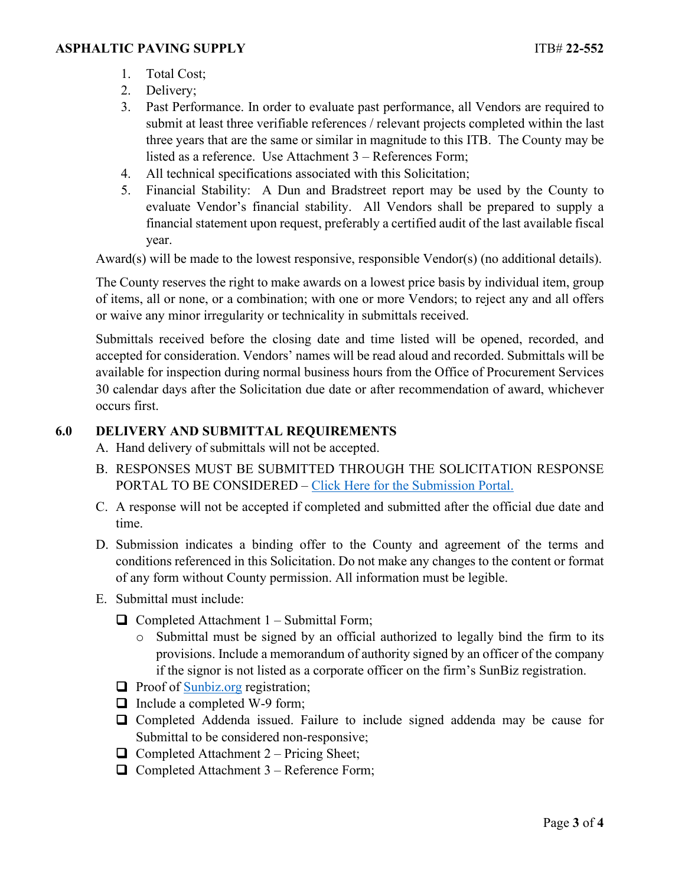1. Total Cost;
2. Delivery;
3. Past Performance. In order to evaluate past performance, all Vendors are required to submit at least three verifiable references / relevant projects completed within the last three years that are the same or similar in magnitude to this ITB. The County may be listed as a reference. Use Attachment 3 – References Form;
4. All technical specifications associated with this Solicitation;
5. Financial Stability: A Dun and Bradstreet report may be used by the County to evaluate Vendor's financial stability. All Vendors shall be prepared to supply a financial statement upon request, preferably a certified audit of the last available fiscal year.

Award(s) will be made to the lowest responsive, responsible Vendor(s) (no additional details).

The County reserves the right to make awards on a lowest price basis by individual item, group of items, all or none, or a combination; with one or more Vendors; to reject any and all offers or waive any minor irregularity or technicality in submittals received.

Submittals received before the closing date and time listed will be opened, recorded, and accepted for consideration. Vendors' names will be read aloud and recorded. Submittals will be available for inspection during normal business hours from the Office of Procurement Services 30 calendar days after the Solicitation due date or after recommendation of award, whichever occurs first.

## 6.0 DELIVERY AND SUBMITTAL REQUIREMENTS

A. Hand delivery of submittals will not be accepted.

B. RESPONSES MUST BE SUBMITTED THROUGH THE SOLICITATION RESPONSE PORTAL TO BE CONSIDERED – Click Here for the Submission Portal.

C. A response will not be accepted if completed and submitted after the official due date and time.

D. Submission indicates a binding offer to the County and agreement of the terms and conditions referenced in this Solicitation. Do not make any changes to the content or format of any form without County permission. All information must be legible.

E. Submittal must include:

- ❑ Completed Attachment 1 – Submittal Form;
  - Submittal must be signed by an official authorized to legally bind the firm to its provisions. Include a memorandum of authority signed by an officer of the company if the signor is not listed as a corporate officer on the firm's SunBiz registration.
- ❑ Proof of Sunbiz.org registration;
- ❑ Include a completed W-9 form;
- ❑ Completed Addenda issued. Failure to include signed addenda may be cause for Submittal to be considered non-responsive;
- ❑ Completed Attachment 2 – Pricing Sheet;
- ❑ Completed Attachment 3 – Reference Form;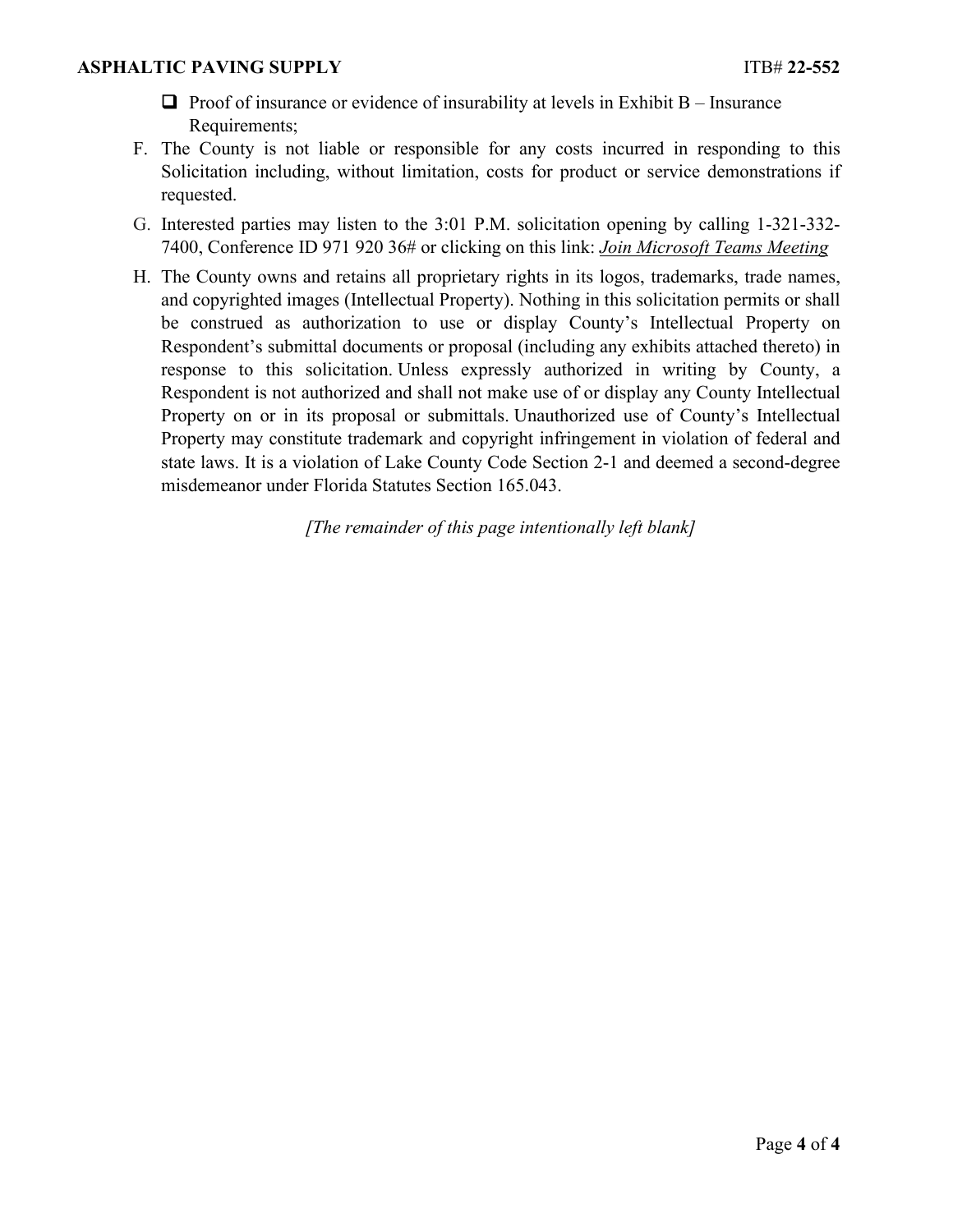- [ ] Proof of insurance or evidence of insurability at levels in Exhibit B – Insurance Requirements;

F. The County is not liable or responsible for any costs incurred in responding to this Solicitation including, without limitation, costs for product or service demonstrations if requested.

G. Interested parties may listen to the 3:01 P.M. solicitation opening by calling 1-321-332-7400, Conference ID 971 920 36# or clicking on this link: *Join Microsoft Teams Meeting*

H. The County owns and retains all proprietary rights in its logos, trademarks, trade names, and copyrighted images (Intellectual Property). Nothing in this solicitation permits or shall be construed as authorization to use or display County's Intellectual Property on Respondent's submittal documents or proposal (including any exhibits attached thereto) in response to this solicitation. Unless expressly authorized in writing by County, a Respondent is not authorized and shall not make use of or display any County Intellectual Property on or in its proposal or submittals. Unauthorized use of County's Intellectual Property may constitute trademark and copyright infringement in violation of federal and state laws. It is a violation of Lake County Code Section 2-1 and deemed a second-degree misdemeanor under Florida Statutes Section 165.043.

*[The remainder of this page intentionally left blank]*